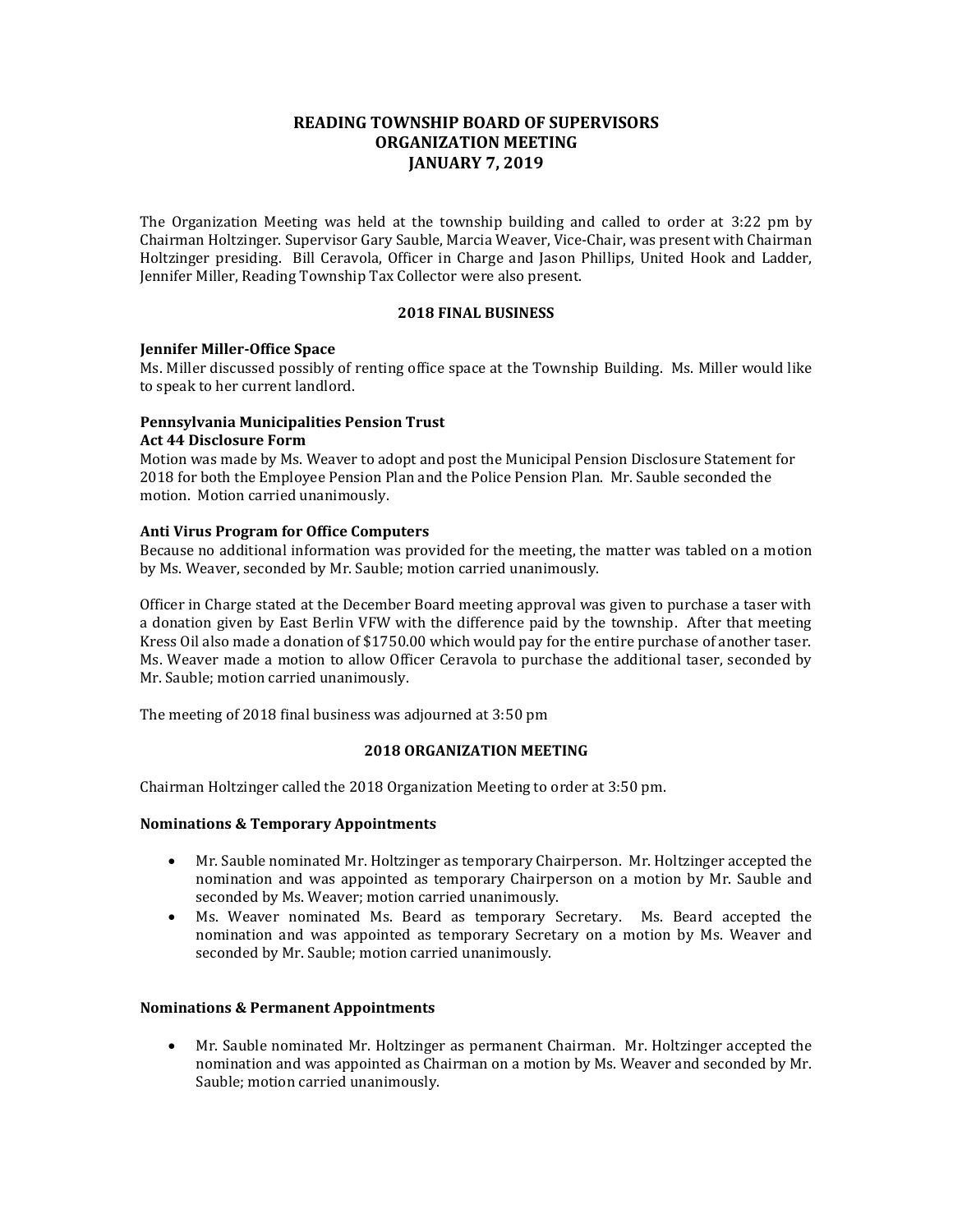# READING TOWNSHIP BOARD OF SUPERVISORS
# ORGANIZATION MEETING
# JANUARY 7, 2019

The Organization Meeting was held at the township building and called to order at 3:22 pm by Chairman Holtzinger. Supervisor Gary Sauble, Marcia Weaver, Vice-Chair, was present with Chairman Holtzinger presiding. Bill Ceravola, Officer in Charge and Jason Phillips, United Hook and Ladder, Jennifer Miller, Reading Township Tax Collector were also present.

## 2018 FINAL BUSINESS

**Jennifer Miller-Office Space**

Ms. Miller discussed possibly of renting office space at the Township Building. Ms. Miller would like to speak to her current landlord.

**Pennsylvania Municipalities Pension Trust**
**Act 44 Disclosure Form**

Motion was made by Ms. Weaver to adopt and post the Municipal Pension Disclosure Statement for 2018 for both the Employee Pension Plan and the Police Pension Plan. Mr. Sauble seconded the motion. Motion carried unanimously.

**Anti Virus Program for Office Computers**

Because no additional information was provided for the meeting, the matter was tabled on a motion by Ms. Weaver, seconded by Mr. Sauble; motion carried unanimously.

Officer in Charge stated at the December Board meeting approval was given to purchase a taser with a donation given by East Berlin VFW with the difference paid by the township. After that meeting Kress Oil also made a donation of $1750.00 which would pay for the entire purchase of another taser. Ms. Weaver made a motion to allow Officer Ceravola to purchase the additional taser, seconded by Mr. Sauble; motion carried unanimously.

The meeting of 2018 final business was adjourned at 3:50 pm

## 2018 ORGANIZATION MEETING

Chairman Holtzinger called the 2018 Organization Meeting to order at 3:50 pm.

**Nominations & Temporary Appointments**

- Mr. Sauble nominated Mr. Holtzinger as temporary Chairperson. Mr. Holtzinger accepted the nomination and was appointed as temporary Chairperson on a motion by Mr. Sauble and seconded by Ms. Weaver; motion carried unanimously.
- Ms. Weaver nominated Ms. Beard as temporary Secretary. Ms. Beard accepted the nomination and was appointed as temporary Secretary on a motion by Ms. Weaver and seconded by Mr. Sauble; motion carried unanimously.

**Nominations & Permanent Appointments**

- Mr. Sauble nominated Mr. Holtzinger as permanent Chairman. Mr. Holtzinger accepted the nomination and was appointed as Chairman on a motion by Ms. Weaver and seconded by Mr. Sauble; motion carried unanimously.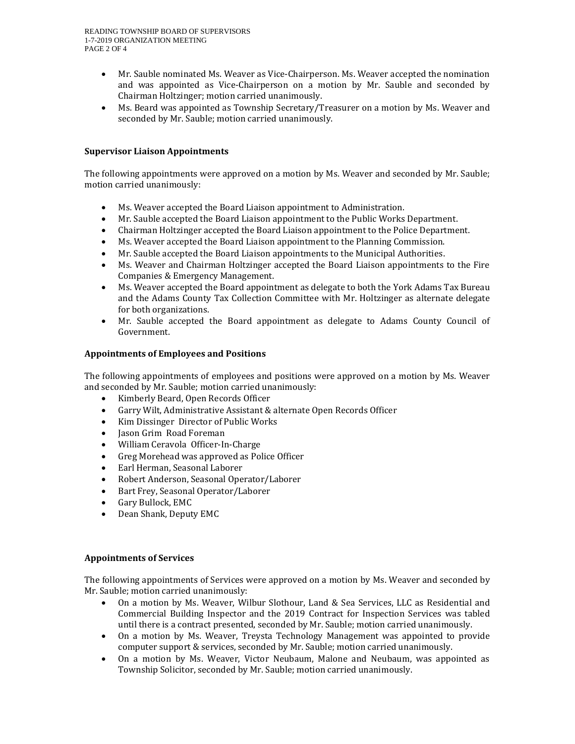- Mr. Sauble nominated Ms. Weaver as Vice-Chairperson. Ms. Weaver accepted the nomination and was appointed as Vice-Chairperson on a motion by Mr. Sauble and seconded by Chairman Holtzinger; motion carried unanimously.
- Ms. Beard was appointed as Township Secretary/Treasurer on a motion by Ms. Weaver and seconded by Mr. Sauble; motion carried unanimously.

**Supervisor Liaison Appointments**

The following appointments were approved on a motion by Ms. Weaver and seconded by Mr. Sauble; motion carried unanimously:

- Ms. Weaver accepted the Board Liaison appointment to Administration.
- Mr. Sauble accepted the Board Liaison appointment to the Public Works Department.
- Chairman Holtzinger accepted the Board Liaison appointment to the Police Department.
- Ms. Weaver accepted the Board Liaison appointment to the Planning Commission.
- Mr. Sauble accepted the Board Liaison appointments to the Municipal Authorities.
- Ms. Weaver and Chairman Holtzinger accepted the Board Liaison appointments to the Fire Companies & Emergency Management.
- Ms. Weaver accepted the Board appointment as delegate to both the York Adams Tax Bureau and the Adams County Tax Collection Committee with Mr. Holtzinger as alternate delegate for both organizations.
- Mr. Sauble accepted the Board appointment as delegate to Adams County Council of Government.

**Appointments of Employees and Positions**

The following appointments of employees and positions were approved on a motion by Ms. Weaver and seconded by Mr. Sauble; motion carried unanimously:

- Kimberly Beard, Open Records Officer
- Garry Wilt, Administrative Assistant & alternate Open Records Officer
- Kim Dissinger Director of Public Works
- Jason Grim Road Foreman
- William Ceravola Officer-In-Charge
- Greg Morehead was approved as Police Officer
- Earl Herman, Seasonal Laborer
- Robert Anderson, Seasonal Operator/Laborer
- Bart Frey, Seasonal Operator/Laborer
- Gary Bullock, EMC
- Dean Shank, Deputy EMC

**Appointments of Services**

The following appointments of Services were approved on a motion by Ms. Weaver and seconded by Mr. Sauble; motion carried unanimously:

- On a motion by Ms. Weaver, Wilbur Slothour, Land & Sea Services, LLC as Residential and Commercial Building Inspector and the 2019 Contract for Inspection Services was tabled until there is a contract presented, seconded by Mr. Sauble; motion carried unanimously.
- On a motion by Ms. Weaver, Treysta Technology Management was appointed to provide computer support & services, seconded by Mr. Sauble; motion carried unanimously.
- On a motion by Ms. Weaver, Victor Neubaum, Malone and Neubaum, was appointed as Township Solicitor, seconded by Mr. Sauble; motion carried unanimously.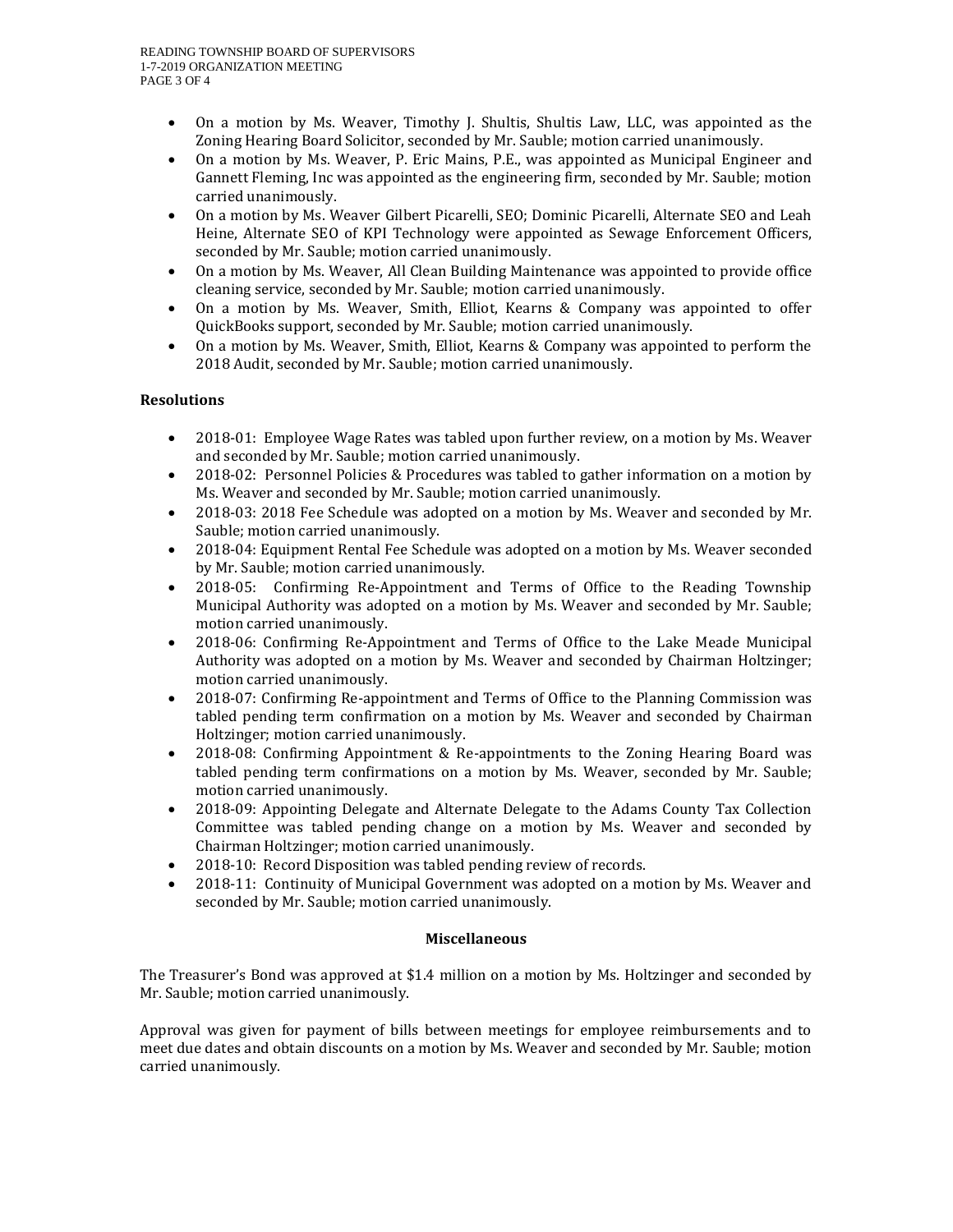- On a motion by Ms. Weaver, Timothy J. Shultis, Shultis Law, LLC, was appointed as the Zoning Hearing Board Solicitor, seconded by Mr. Sauble; motion carried unanimously.
- On a motion by Ms. Weaver, P. Eric Mains, P.E., was appointed as Municipal Engineer and Gannett Fleming, Inc was appointed as the engineering firm, seconded by Mr. Sauble; motion carried unanimously.
- On a motion by Ms. Weaver Gilbert Picarelli, SEO; Dominic Picarelli, Alternate SEO and Leah Heine, Alternate SEO of KPI Technology were appointed as Sewage Enforcement Officers, seconded by Mr. Sauble; motion carried unanimously.
- On a motion by Ms. Weaver, All Clean Building Maintenance was appointed to provide office cleaning service, seconded by Mr. Sauble; motion carried unanimously.
- On a motion by Ms. Weaver, Smith, Elliot, Kearns & Company was appointed to offer QuickBooks support, seconded by Mr. Sauble; motion carried unanimously.
- On a motion by Ms. Weaver, Smith, Elliot, Kearns & Company was appointed to perform the 2018 Audit, seconded by Mr. Sauble; motion carried unanimously.

**Resolutions**

- 2018-01: Employee Wage Rates was tabled upon further review, on a motion by Ms. Weaver and seconded by Mr. Sauble; motion carried unanimously.
- 2018-02: Personnel Policies & Procedures was tabled to gather information on a motion by Ms. Weaver and seconded by Mr. Sauble; motion carried unanimously.
- 2018-03: 2018 Fee Schedule was adopted on a motion by Ms. Weaver and seconded by Mr. Sauble; motion carried unanimously.
- 2018-04: Equipment Rental Fee Schedule was adopted on a motion by Ms. Weaver seconded by Mr. Sauble; motion carried unanimously.
- 2018-05: Confirming Re-Appointment and Terms of Office to the Reading Township Municipal Authority was adopted on a motion by Ms. Weaver and seconded by Mr. Sauble; motion carried unanimously.
- 2018-06: Confirming Re-Appointment and Terms of Office to the Lake Meade Municipal Authority was adopted on a motion by Ms. Weaver and seconded by Chairman Holtzinger; motion carried unanimously.
- 2018-07: Confirming Re-appointment and Terms of Office to the Planning Commission was tabled pending term confirmation on a motion by Ms. Weaver and seconded by Chairman Holtzinger; motion carried unanimously.
- 2018-08: Confirming Appointment & Re-appointments to the Zoning Hearing Board was tabled pending term confirmations on a motion by Ms. Weaver, seconded by Mr. Sauble; motion carried unanimously.
- 2018-09: Appointing Delegate and Alternate Delegate to the Adams County Tax Collection Committee was tabled pending change on a motion by Ms. Weaver and seconded by Chairman Holtzinger; motion carried unanimously.
- 2018-10: Record Disposition was tabled pending review of records.
- 2018-11: Continuity of Municipal Government was adopted on a motion by Ms. Weaver and seconded by Mr. Sauble; motion carried unanimously.

**Miscellaneous**

The Treasurer's Bond was approved at $1.4 million on a motion by Ms. Holtzinger and seconded by Mr. Sauble; motion carried unanimously.

Approval was given for payment of bills between meetings for employee reimbursements and to meet due dates and obtain discounts on a motion by Ms. Weaver and seconded by Mr. Sauble; motion carried unanimously.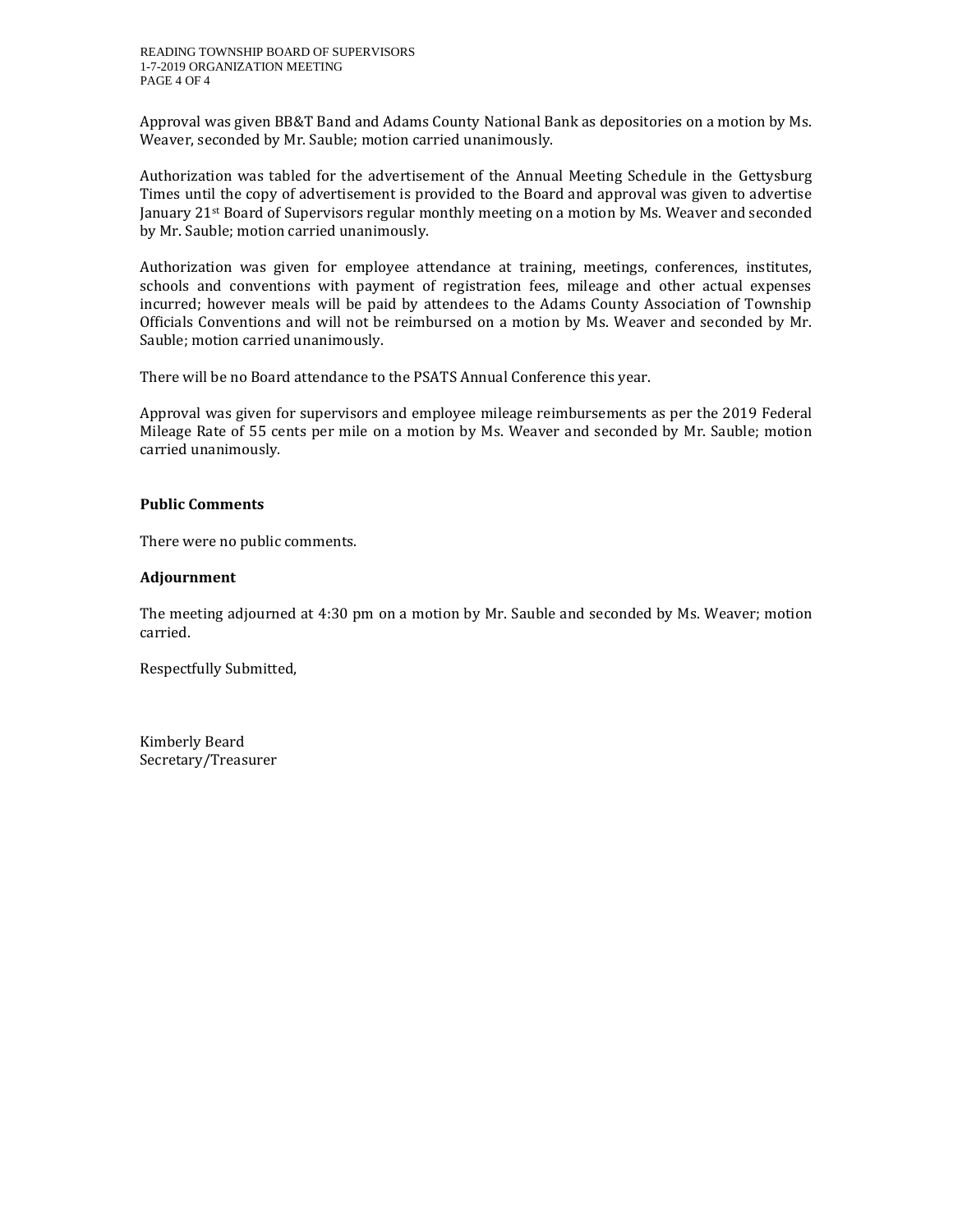Approval was given BB&T Band and Adams County National Bank as depositories on a motion by Ms. Weaver, seconded by Mr. Sauble; motion carried unanimously.

Authorization was tabled for the advertisement of the Annual Meeting Schedule in the Gettysburg Times until the copy of advertisement is provided to the Board and approval was given to advertise January 21st Board of Supervisors regular monthly meeting on a motion by Ms. Weaver and seconded by Mr. Sauble; motion carried unanimously.

Authorization was given for employee attendance at training, meetings, conferences, institutes, schools and conventions with payment of registration fees, mileage and other actual expenses incurred; however meals will be paid by attendees to the Adams County Association of Township Officials Conventions and will not be reimbursed on a motion by Ms. Weaver and seconded by Mr. Sauble; motion carried unanimously.

There will be no Board attendance to the PSATS Annual Conference this year.

Approval was given for supervisors and employee mileage reimbursements as per the 2019 Federal Mileage Rate of 55 cents per mile on a motion by Ms. Weaver and seconded by Mr. Sauble; motion carried unanimously.

**Public Comments**

There were no public comments.

**Adjournment**

The meeting adjourned at 4:30 pm on a motion by Mr. Sauble and seconded by Ms. Weaver; motion carried.

Respectfully Submitted,

Kimberly Beard
Secretary/Treasurer